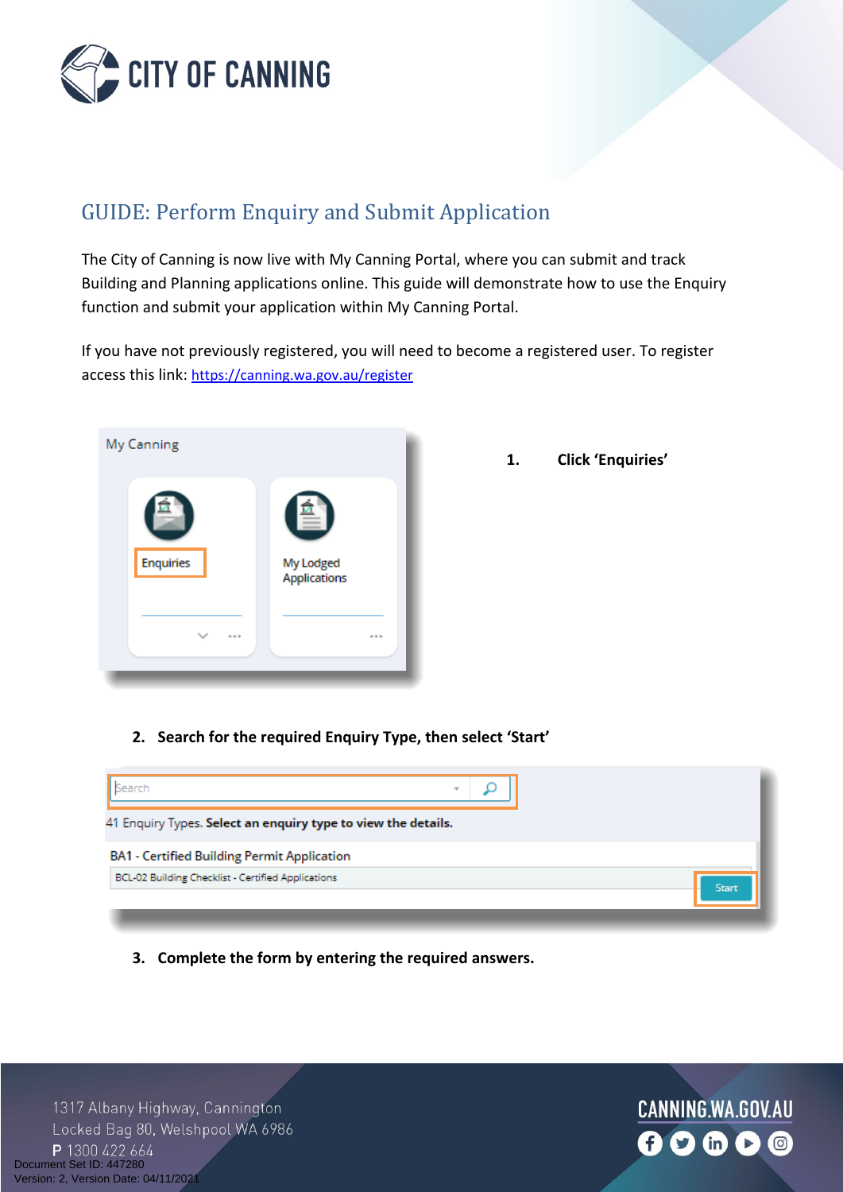# GUIDE: Perform Enquiry and Submit Application

The City of Canning is now live with My Canning Portal, where you can submit and track Building and Planning applications online. This guide will demonstrate how to use the Enquiry function and submit your application within My Canning Portal.

If you have not previously registered, you will need to become a registered user. To register access this link: https://canning.wa.gov.au/register

1. **Click 'Enquiries'**

2. **Search for the required Enquiry Type, then select 'Start'**

3. **Complete the form by entering the required answers.**

Document Set ID: 447280
Version: 2, Version Date: 04/11/2021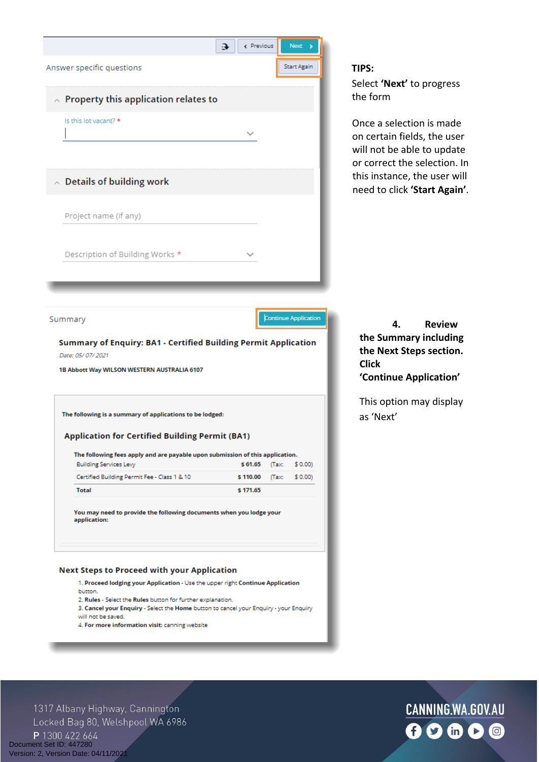Answer specific questions

Previous | Next

Start Again

## Property this application relates to

Is this lot vacant? *

## Details of building work

Project name (if any)

Description of Building Works *

**TIPS:**

Select **'Next'** to progress the form

Once a selection is made on certain fields, the user will not be able to update or correct the selection. In this instance, the user will need to click **'Start Again'**.

Summary

Continue Application

**Summary of Enquiry: BA1 - Certified Building Permit Application**

*Date: 05/07/2021*

**1B Abbott Way WILSON WESTERN AUSTRALIA 6107**

**The following is a summary of applications to be lodged:**

**Application for Certified Building Permit (BA1)**

**The following fees apply and are payable upon submission of this application.**

| | | | |
|---|---|---|---|
| Building Services Levy | $ 61.65 | (Tax: | $ 0.00) |
| Certified Building Permit Fee - Class 1 & 10 | $ 110.00 | (Tax: | $ 0.00) |
| **Total** | **$ 171.65** | | |

**You may need to provide the following documents when you lodge your application:**

**Next Steps to Proceed with your Application**

1. **Proceed lodging your Application** - Use the upper right **Continue Application** button.
2. **Rules** - Select the **Rules** button for further explanation.
3. **Cancel your Enquiry** - Select the **Home** button to cancel your Enquiry - your Enquiry will not be saved.
4. **For more information visit:** canning website

**4. Review the Summary including the Next Steps section. Click 'Continue Application'**

This option may display as 'Next'

1317 Albany Highway, Cannington
Locked Bag 80, Welshpool WA 6986
**P** 1300 422 664

CANNING.WA.GOV.AU

Document Set ID: 447280
Version: 2, Version Date: 04/11/2021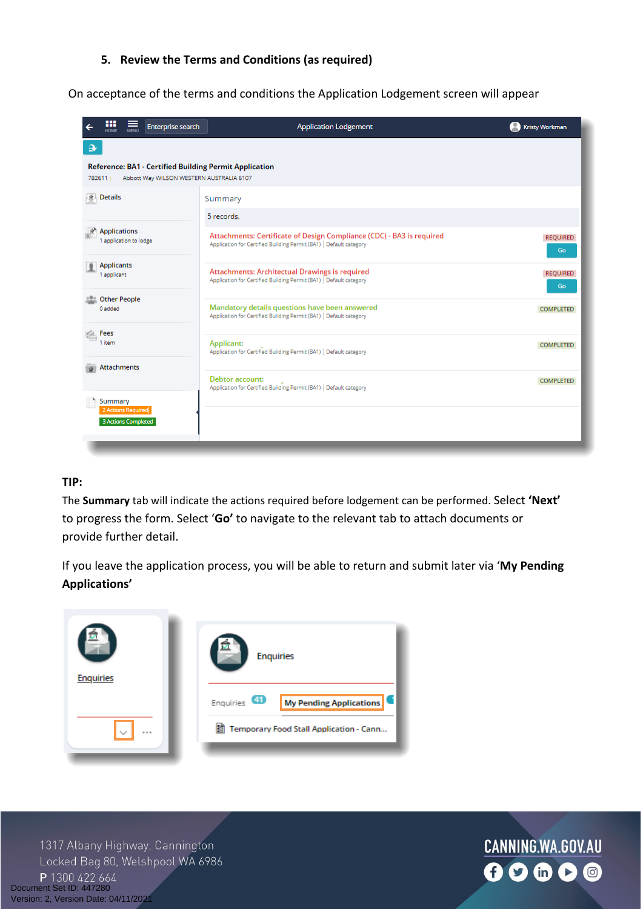5. **Review the Terms and Conditions (as required)**

On acceptance of the terms and conditions the Application Lodgement screen will appear

Application Lodgement

Reference: BA1 - Certified Building Permit Application

782611 | Abbott Way WILSON WESTERN AUSTRALIA 6107

| | Summary | |
|---|---|---|
| Details | 5 records. | |
| Applications – 1 application to lodge | Attachments: Certificate of Design Compliance (CDC) - BA3 is required – Application for Certified Building Permit (BA1) \| Default category | REQUIRED – Go |
| Applicants – 1 applicant | Attachments: Architectural Drawings is required – Application for Certified Building Permit (BA1) \| Default category | REQUIRED – Go |
| Other People – 0 added | Mandatory details questions have been answered – Application for Certified Building Permit (BA1) \| Default category | COMPLETED |
| Fees – 1 item | Applicant: – Application for Certified Building Permit (BA1) \| Default category | COMPLETED |
| Attachments | Debtor account: – Application for Certified Building Permit (BA1) \| Default category | COMPLETED |
| Summary – 2 Actions Required – 3 Actions Completed | | |

**TIP:**

The **Summary** tab will indicate the actions required before lodgement can be performed. Select **'Next'** to progress the form. Select '**Go'** to navigate to the relevant tab to attach documents or provide further detail.

If you leave the application process, you will be able to return and submit later via '**My Pending Applications'**

Enquiries

Enquiries 41 | My Pending Applications

Temporary Food Stall Application - Cann...

1317 Albany Highway, Cannington
Locked Bag 80, Welshpool WA 6986
P 1300 422 664

CANNING.WA.GOV.AU

Document Set ID: 447280
Version: 2, Version Date: 04/11/2021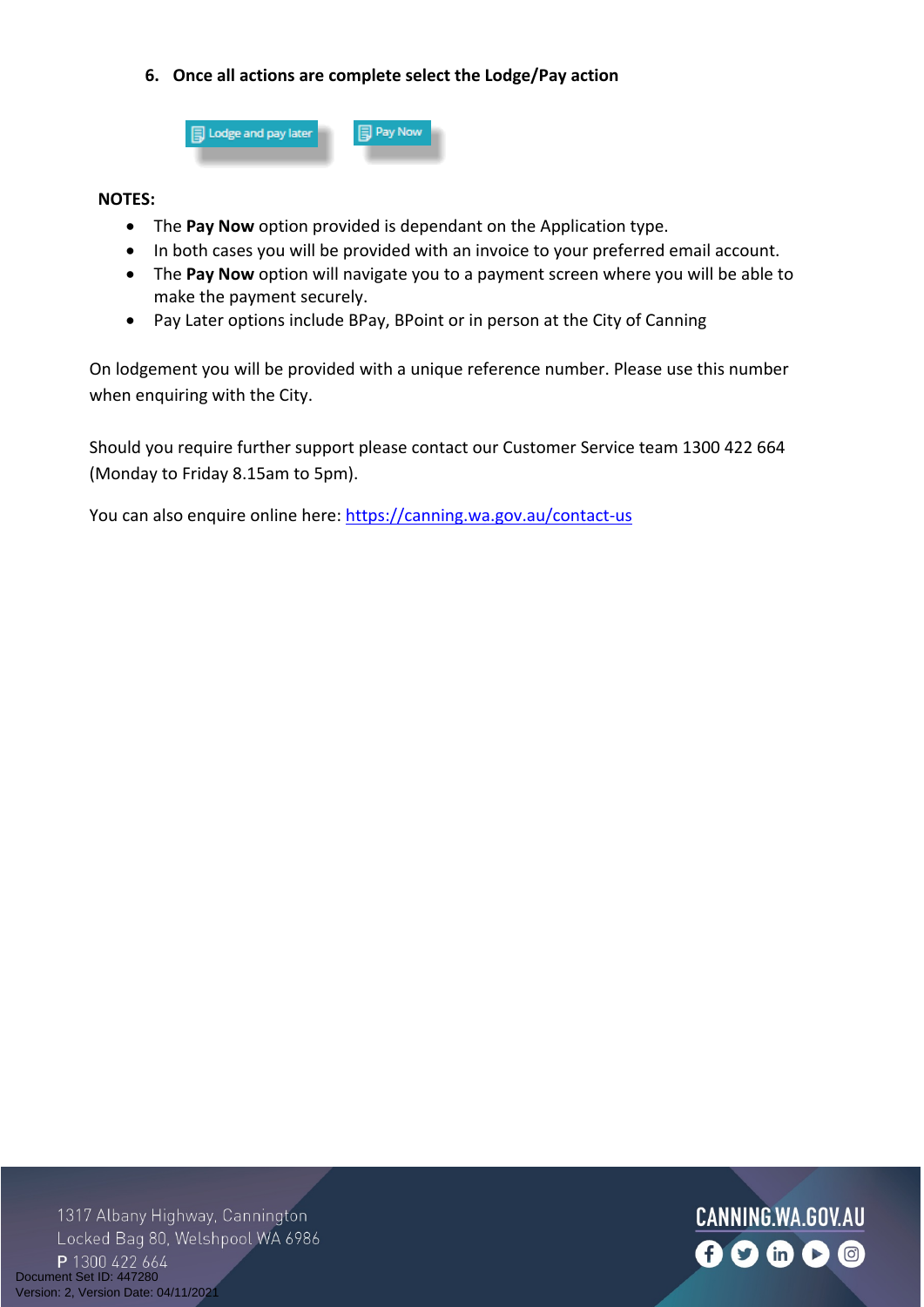6. **Once all actions are complete select the Lodge/Pay action**

Lodge and pay later    Pay Now

**NOTES:**

- The **Pay Now** option provided is dependant on the Application type.
- In both cases you will be provided with an invoice to your preferred email account.
- The **Pay Now** option will navigate you to a payment screen where you will be able to make the payment securely.
- Pay Later options include BPay, BPoint or in person at the City of Canning

On lodgement you will be provided with a unique reference number. Please use this number when enquiring with the City.

Should you require further support please contact our Customer Service team 1300 422 664 (Monday to Friday 8.15am to 5pm).

You can also enquire online here: https://canning.wa.gov.au/contact-us